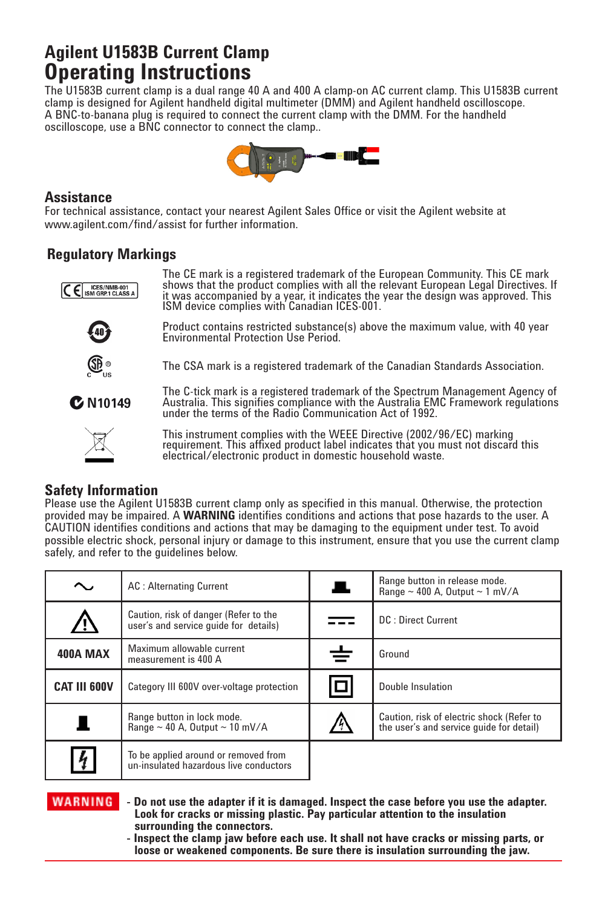# Agilent U1583B Current Clamp

# Operating Instructions

The U1583B current clamp is a dual range 40 A and 400 A clamp-on AC current clamp. This U1583B current clamp is designed for Agilent handheld digital multimeter (DMM) and Agilent handheld oscilloscope. A BNC-to-banana plug is required to connect the current clamp with the DMM. For the handheld oscilloscope, use a BNC connector to connect the clamp..

## Assistance

For technical assistance, contact your nearest Agilent Sales Office or visit the Agilent website at www.agilent.com/find/assist for further information.

## Regulatory Markings

| Marking | Description |
|---|---|
| CE ICES/NMB-001 ISM GRP.1 CLASS A | The CE mark is a registered trademark of the European Community. This CE mark shows that the product complies with all the relevant European Legal Directives. If it was accompanied by a year, it indicates the year the design was approved. This ISM device complies with Canadian ICES-001. |
| 40 | Product contains restricted substance(s) above the maximum value, with 40 year Environmental Protection Use Period. |
| CSA C US | The CSA mark is a registered trademark of the Canadian Standards Association. |
| N10149 | The C-tick mark is a registered trademark of the Spectrum Management Agency of Australia. This signifies compliance with the Australia EMC Framework regulations under the terms of the Radio Communication Act of 1992. |
| WEEE | This instrument complies with the WEEE Directive (2002/96/EC) marking requirement. This affixed product label indicates that you must not discard this electrical/electronic product in domestic household waste. |

## Safety Information

Please use the Agilent U1583B current clamp only as specified in this manual. Otherwise, the protection provided may be impaired. A **WARNING** identifies conditions and actions that pose hazards to the user. A CAUTION identifies conditions and actions that may be damaging to the equipment under test. To avoid possible electric shock, personal injury or damage to this instrument, ensure that you use the current clamp safely, and refer to the guidelines below.

| Symbol | Description | Symbol | Description |
|---|---|---|---|
| ~ | AC : Alternating Current | (release) | Range button in release mode. Range ~ 400 A, Output ~ 1 mV/A |
| ⚠ | Caution, risk of danger (Refer to the user's and service guide for details) | ⎓ | DC : Direct Current |
| 400A MAX | Maximum allowable current measurement is 400 A | ⏚ | Ground |
| CAT III 600V | Category III 600V over-voltage protection | ⧈ | Double Insulation |
| (lock) | Range button in lock mode. Range ~ 40 A, Output ~ 10 mV/A | ⚡ | Caution, risk of electric shock (Refer to the user's and service guide for detail) |
| ⚡ | To be applied around or removed from un-insulated hazardous live conductors | | |

**WARNING**

- **Do not use the adapter if it is damaged. Inspect the case before you use the adapter. Look for cracks or missing plastic. Pay particular attention to the insulation surrounding the connectors.**
- **Inspect the clamp jaw before each use. It shall not have cracks or missing parts, or loose or weakened components. Be sure there is insulation surrounding the jaw.**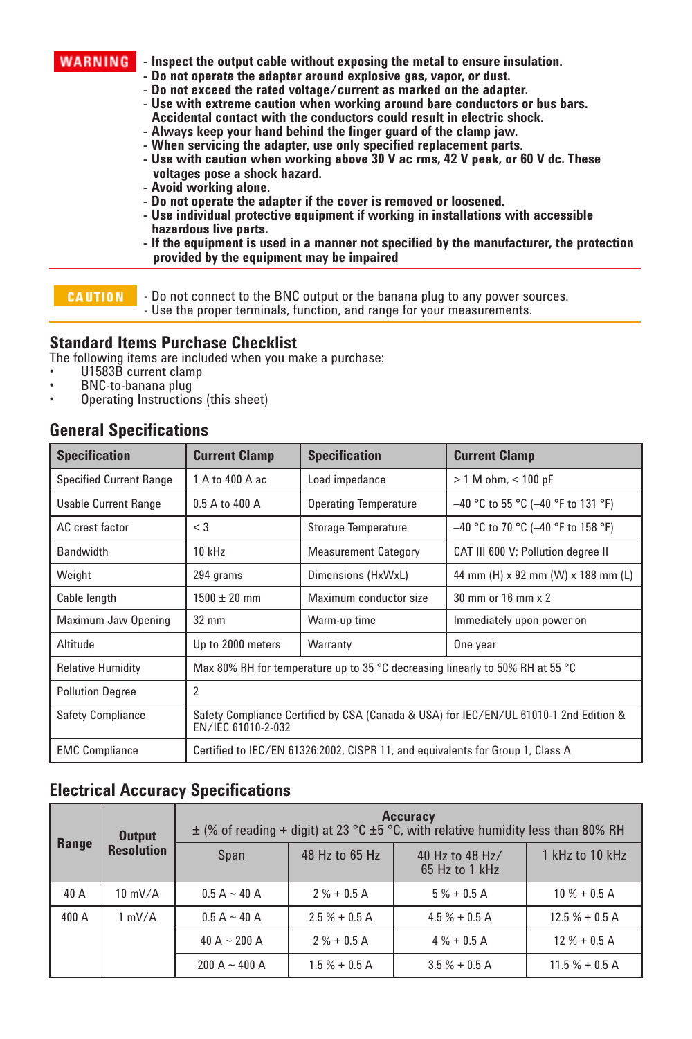**WARNING**

- **Inspect the output cable without exposing the metal to ensure insulation.**
- **Do not operate the adapter around explosive gas, vapor, or dust.**
- **Do not exceed the rated voltage/current as marked on the adapter.**
- **Use with extreme caution when working around bare conductors or bus bars. Accidental contact with the conductors could result in electric shock.**
- **Always keep your hand behind the finger guard of the clamp jaw.**
- **When servicing the adapter, use only specified replacement parts.**
- **Use with caution when working above 30 V ac rms, 42 V peak, or 60 V dc. These voltages pose a shock hazard.**
- **Avoid working alone.**
- **Do not operate the adapter if the cover is removed or loosened.**
- **Use individual protective equipment if working in installations with accessible hazardous live parts.**
- **If the equipment is used in a manner not specified by the manufacturer, the protection provided by the equipment may be impaired**

**CAUTION**

- Do not connect to the BNC output or the banana plug to any power sources.
- Use the proper terminals, function, and range for your measurements.

## Standard Items Purchase Checklist

The following items are included when you make a purchase:

- U1583B current clamp
- BNC-to-banana plug
- Operating Instructions (this sheet)

## General Specifications

| Specification | Current Clamp | Specification | Current Clamp |
|---|---|---|---|
| Specified Current Range | 1 A to 400 A ac | Load impedance | > 1 M ohm, < 100 pF |
| Usable Current Range | 0.5 A to 400 A | Operating Temperature | –40 °C to 55 °C (–40 °F to 131 °F) |
| AC crest factor | < 3 | Storage Temperature | –40 °C to 70 °C (–40 °F to 158 °F) |
| Bandwidth | 10 kHz | Measurement Category | CAT III 600 V; Pollution degree II |
| Weight | 294 grams | Dimensions (HxWxL) | 44 mm (H) x 92 mm (W) x 188 mm (L) |
| Cable length | 1500 ± 20 mm | Maximum conductor size | 30 mm or 16 mm x 2 |
| Maximum Jaw Opening | 32 mm | Warm-up time | Immediately upon power on |
| Altitude | Up to 2000 meters | Warranty | One year |
| Relative Humidity | Max 80% RH for temperature up to 35 °C decreasing linearly to 50% RH at 55 °C | | |
| Pollution Degree | 2 | | |
| Safety Compliance | Safety Compliance Certified by CSA (Canada & USA) for IEC/EN/UL 61010-1 2nd Edition & EN/IEC 61010-2-032 | | |
| EMC Compliance | Certified to IEC/EN 61326:2002, CISPR 11, and equivalents for Group 1, Class A | | |

## Electrical Accuracy Specifications

| Range | Output Resolution | Accuracy ± (% of reading + digit) at 23 °C ±5 °C, with relative humidity less than 80% RH | | | |
|---|---|---|---|---|---|
| | | Span | 48 Hz to 65 Hz | 40 Hz to 48 Hz/ 65 Hz to 1 kHz | 1 kHz to 10 kHz |
| 40 A | 10 mV/A | 0.5 A ~ 40 A | 2 % + 0.5 A | 5 % + 0.5 A | 10 % + 0.5 A |
| 400 A | 1 mV/A | 0.5 A ~ 40 A | 2.5 % + 0.5 A | 4.5 % + 0.5 A | 12.5 % + 0.5 A |
| | | 40 A ~ 200 A | 2 % + 0.5 A | 4 % + 0.5 A | 12 % + 0.5 A |
| | | 200 A ~ 400 A | 1.5 % + 0.5 A | 3.5 % + 0.5 A | 11.5 % + 0.5 A |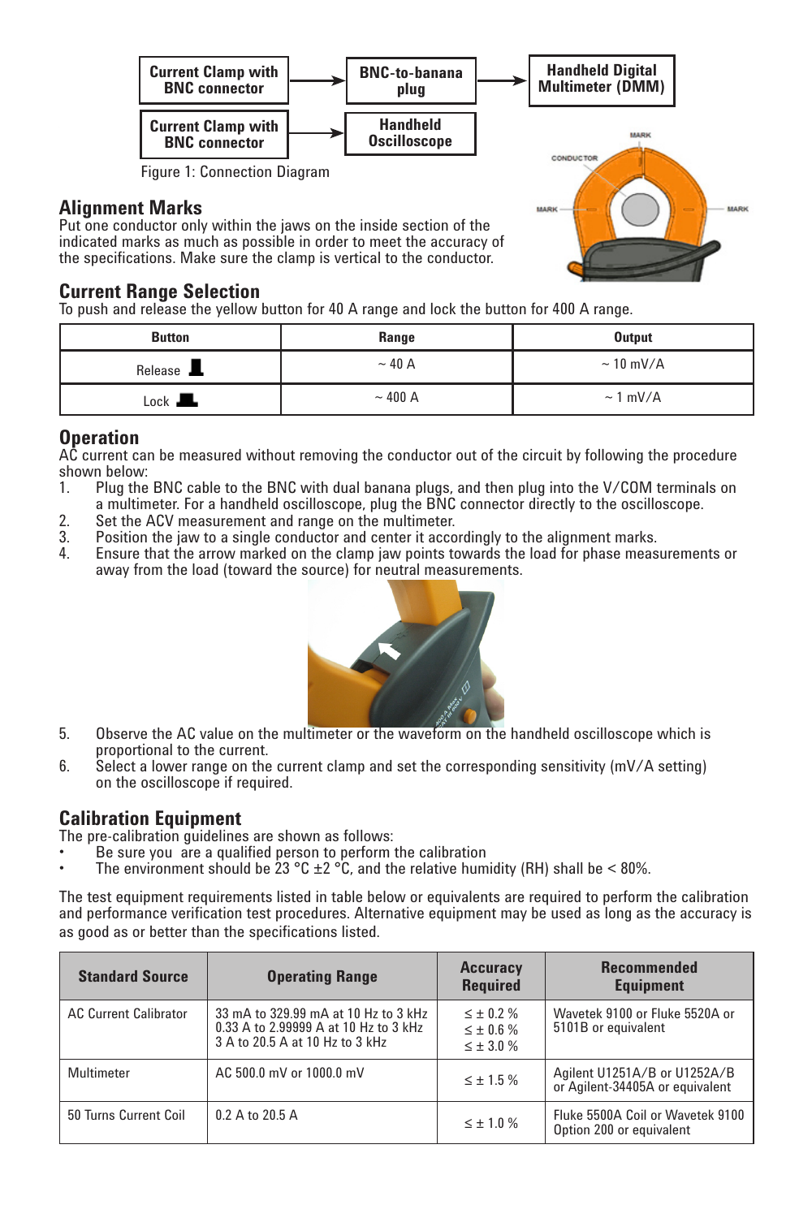| Current Clamp with BNC connector | → | BNC-to-banana plug | → | Handheld Digital Multimeter (DMM) |
|---|---|---|---|---|
| Current Clamp with BNC connector | → | Handheld Oscilloscope | | |

Figure 1: Connection Diagram

## Alignment Marks

Put one conductor only within the jaws on the inside section of the indicated marks as much as possible in order to meet the accuracy of the specifications. Make sure the clamp is vertical to the conductor.

## Current Range Selection

To push and release the yellow button for 40 A range and lock the button for 400 A range.

| Button | Range | Output |
|---|---|---|
| Release | ~ 40 A | ~ 10 mV/A |
| Lock | ~ 400 A | ~ 1 mV/A |

## Operation

AC current can be measured without removing the conductor out of the circuit by following the procedure shown below:

1. Plug the BNC cable to the BNC with dual banana plugs, and then plug into the V/COM terminals on a multimeter. For a handheld oscilloscope, plug the BNC connector directly to the oscilloscope.
2. Set the ACV measurement and range on the multimeter.
3. Position the jaw to a single conductor and center it accordingly to the alignment marks.
4. Ensure that the arrow marked on the clamp jaw points towards the load for phase measurements or away from the load (toward the source) for neutral measurements.
5. Observe the AC value on the multimeter or the waveform on the handheld oscilloscope which is proportional to the current.
6. Select a lower range on the current clamp and set the corresponding sensitivity (mV/A setting) on the oscilloscope if required.

## Calibration Equipment

The pre-calibration guidelines are shown as follows:

- Be sure you are a qualified person to perform the calibration
- The environment should be 23 °C ±2 °C, and the relative humidity (RH) shall be < 80%.

The test equipment requirements listed in table below or equivalents are required to perform the calibration and performance verification test procedures. Alternative equipment may be used as long as the accuracy is as good as or better than the specifications listed.

| Standard Source | Operating Range | Accuracy Required | Recommended Equipment |
|---|---|---|---|
| AC Current Calibrator | 33 mA to 329.99 mA at 10 Hz to 3 kHz<br>0.33 A to 2.99999 A at 10 Hz to 3 kHz<br>3 A to 20.5 A at 10 Hz to 3 kHz | ≤ ± 0.2 %<br>≤ ± 0.6 %<br>≤ ± 3.0 % | Wavetek 9100 or Fluke 5520A or 5101B or equivalent |
| Multimeter | AC 500.0 mV or 1000.0 mV | ≤ ± 1.5 % | Agilent U1251A/B or U1252A/B or Agilent-34405A or equivalent |
| 50 Turns Current Coil | 0.2 A to 20.5 A | ≤ ± 1.0 % | Fluke 5500A Coil or Wavetek 9100 Option 200 or equivalent |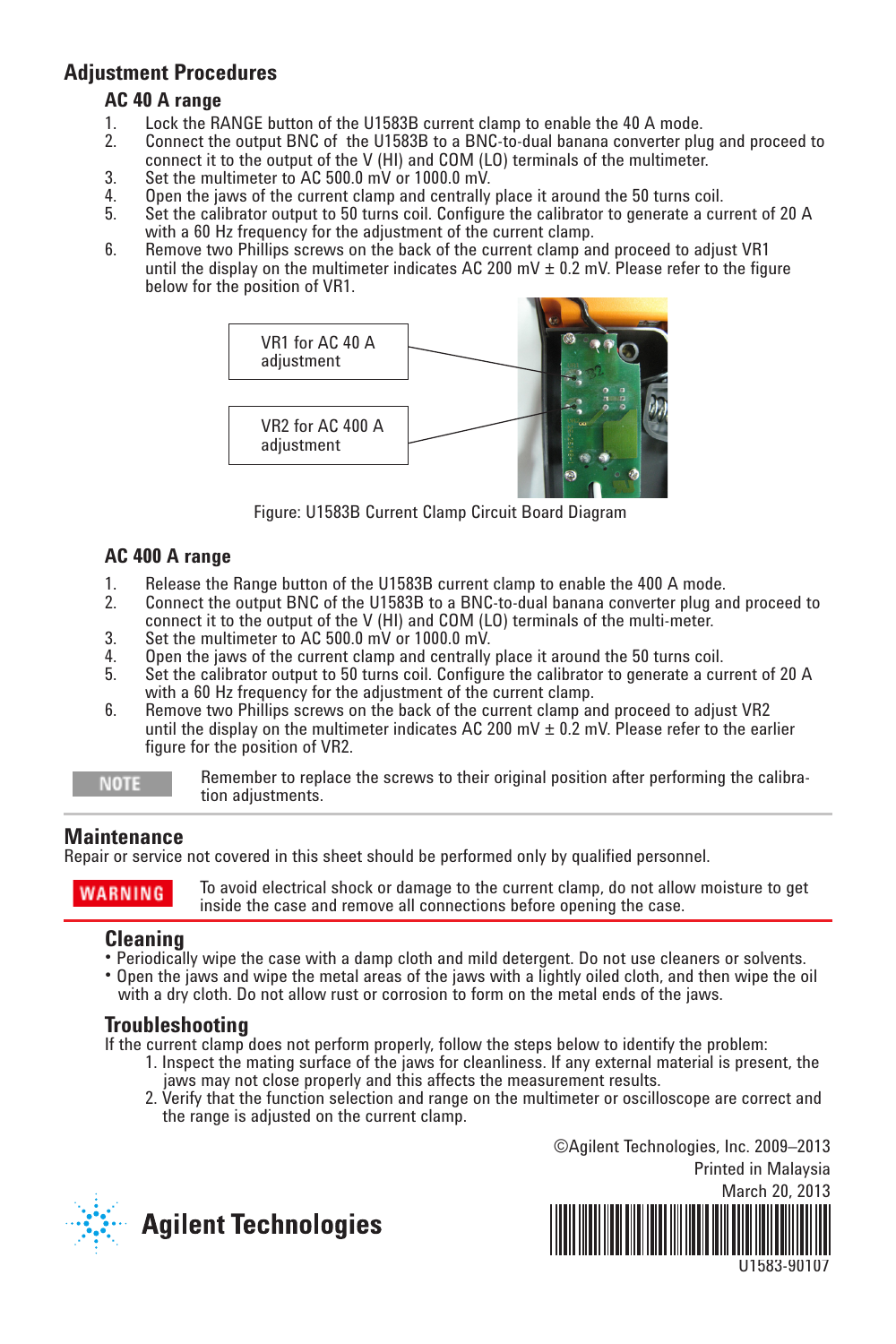## Adjustment Procedures

### AC 40 A range

1. Lock the RANGE button of the U1583B current clamp to enable the 40 A mode.
2. Connect the output BNC of the U1583B to a BNC-to-dual banana converter plug and proceed to connect it to the output of the V (HI) and COM (LO) terminals of the multimeter.
3. Set the multimeter to AC 500.0 mV or 1000.0 mV.
4. Open the jaws of the current clamp and centrally place it around the 50 turns coil.
5. Set the calibrator output to 50 turns coil. Configure the calibrator to generate a current of 20 A with a 60 Hz frequency for the adjustment of the current clamp.
6. Remove two Phillips screws on the back of the current clamp and proceed to adjust VR1 until the display on the multimeter indicates AC 200 mV ± 0.2 mV. Please refer to the figure below for the position of VR1.

VR1 for AC 40 A adjustment

VR2 for AC 400 A adjustment

Figure: U1583B Current Clamp Circuit Board Diagram

### AC 400 A range

1. Release the Range button of the U1583B current clamp to enable the 400 A mode.
2. Connect the output BNC of the U1583B to a BNC-to-dual banana converter plug and proceed to connect it to the output of the V (HI) and COM (LO) terminals of the multi-meter.
3. Set the multimeter to AC 500.0 mV or 1000.0 mV.
4. Open the jaws of the current clamp and centrally place it around the 50 turns coil.
5. Set the calibrator output to 50 turns coil. Configure the calibrator to generate a current of 20 A with a 60 Hz frequency for the adjustment of the current clamp.
6. Remove two Phillips screws on the back of the current clamp and proceed to adjust VR2 until the display on the multimeter indicates AC 200 mV ± 0.2 mV. Please refer to the earlier figure for the position of VR2.

**NOTE** Remember to replace the screws to their original position after performing the calibration adjustments.

## Maintenance

Repair or service not covered in this sheet should be performed only by qualified personnel.

**WARNING** To avoid electrical shock or damage to the current clamp, do not allow moisture to get inside the case and remove all connections before opening the case.

### Cleaning

- Periodically wipe the case with a damp cloth and mild detergent. Do not use cleaners or solvents.
- Open the jaws and wipe the metal areas of the jaws with a lightly oiled cloth, and then wipe the oil with a dry cloth. Do not allow rust or corrosion to form on the metal ends of the jaws.

### Troubleshooting

If the current clamp does not perform properly, follow the steps below to identify the problem:

1. Inspect the mating surface of the jaws for cleanliness. If any external material is present, the jaws may not close properly and this affects the measurement results.
2. Verify that the function selection and range on the multimeter or oscilloscope are correct and the range is adjusted on the current clamp.

©Agilent Technologies, Inc. 2009–2013
Printed in Malaysia
March 20, 2013

Agilent Technologies

U1583-90107